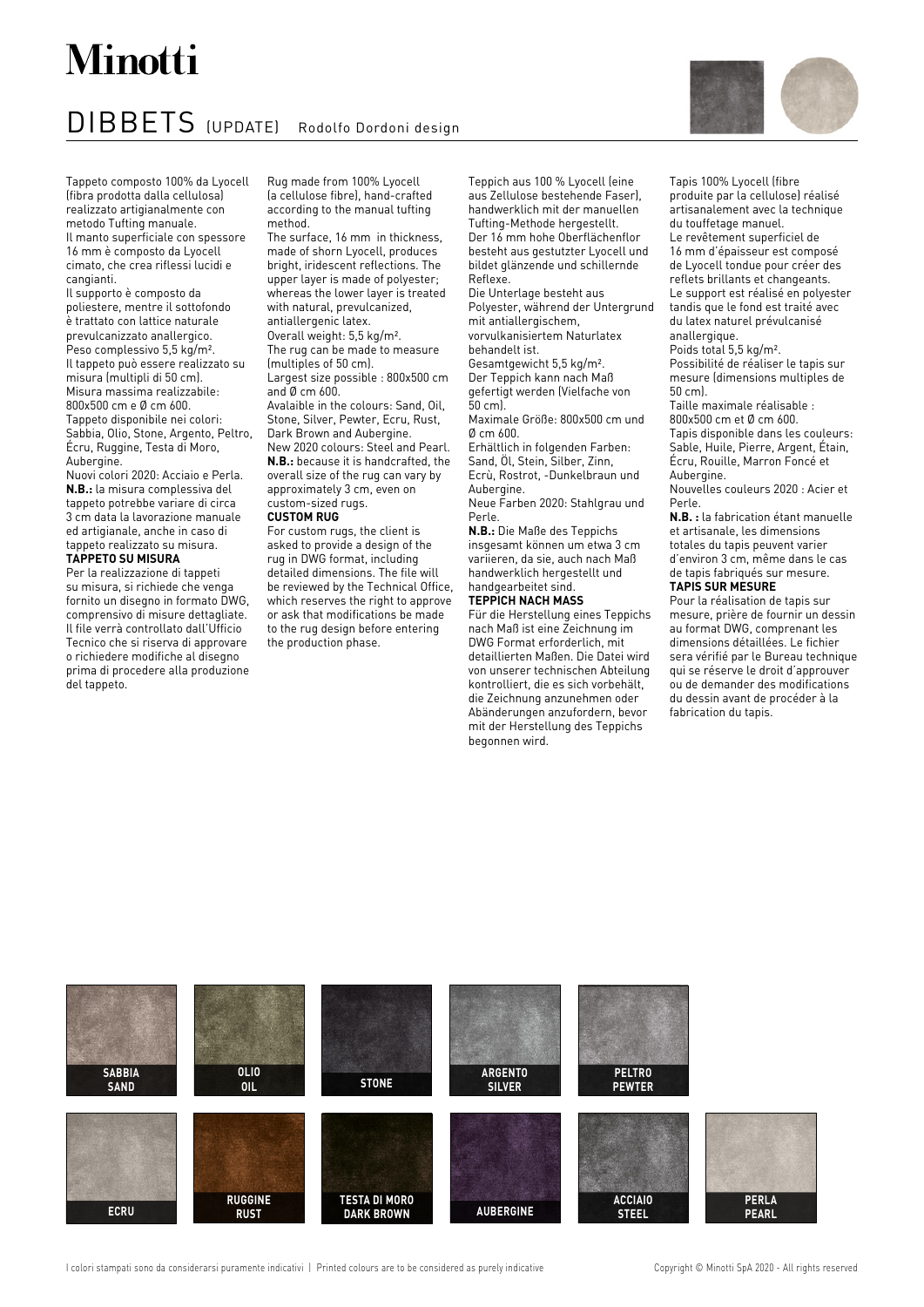# Minotti

## DIBBETS (UPDATE) Rodolfo Dordoni design

Tappeto composto 100% da Lyocell (fibra prodotta dalla cellulosa) realizzato artigianalmente con metodo Tufting manuale.
Il manto superficiale con spessore 16 mm è composto da Lyocell cimato, che crea riflessi lucidi e cangianti.
Il supporto è composto da poliestere, mentre il sottofondo è trattato con lattice naturale prevulcanizzato anallergico.
Peso complessivo 5,5 kg/m².
Il tappeto può essere realizzato su misura (multipli di 50 cm).
Misura massima realizzabile: 800x500 cm e Ø cm 600.
Tappeto disponibile nei colori: Sabbia, Olio, Stone, Argento, Peltro, Écru, Ruggine, Testa di Moro, Aubergine.
Nuovi colori 2020: Acciaio e Perla.
**N.B.:** la misura complessiva del tappeto potrebbe variare di circa 3 cm data la lavorazione manuale ed artigianale, anche in caso di tappeto realizzato su misura.

**TAPPETO SU MISURA**

Per la realizzazione di tappeti su misura, si richiede che venga fornito un disegno in formato DWG, comprensivo di misure dettagliate. Il file verrà controllato dall'Ufficio Tecnico che si riserva di approvare o richiedere modifiche al disegno prima di procedere alla produzione del tappeto.

Rug made from 100% Lyocell (a cellulose fibre), hand-crafted according to the manual tufting method.
The surface, 16 mm in thickness, made of shorn Lyocell, produces bright, iridescent reflections. The upper layer is made of polyester; whereas the lower layer is treated with natural, prevulcanized, antiallergenic latex.
Overall weight: 5,5 kg/m².
The rug can be made to measure (multiples of 50 cm).
Largest size possible : 800x500 cm and Ø cm 600.
Avalaible in the colours: Sand, Oil, Stone, Silver, Pewter, Ecru, Rust, Dark Brown and Aubergine.
New 2020 colours: Steel and Pearl.
**N.B.:** because it is handcrafted, the overall size of the rug can vary by approximately 3 cm, even on custom-sized rugs.

**CUSTOM RUG**

For custom rugs, the client is asked to provide a design of the rug in DWG format, including detailed dimensions. The file will be reviewed by the Technical Office, which reserves the right to approve or ask that modifications be made to the rug design before entering the production phase.

Teppich aus 100 % Lyocell (eine aus Zellulose bestehende Faser), handwerklich mit der manuellen Tufting-Methode hergestellt.
Der 16 mm hohe Oberflächenflor besteht aus gestutzter Lyocell und bildet glänzende und schillernde Reflexe.
Die Unterlage besteht aus Polyester, während der Untergrund mit antiallergischem, vorvulkanisiertem Naturlatex behandelt ist.
Gesamtgewicht 5,5 kg/m².
Der Teppich kann nach Maß gefertigt werden (Vielfache von 50 cm).
Maximale Größe: 800x500 cm und Ø cm 600.
Erhältlich in folgenden Farben: Sand, Öl, Stein, Silber, Zinn, Ecrù, Rostrot, -Dunkelbraun und Aubergine.
Neue Farben 2020: Stahlgrau und Perle.
**N.B.:** Die Maße des Teppichs insgesamt können um etwa 3 cm variieren, da sie, auch nach Maß handwerklich hergestellt und handgearbeitet sind.

**TEPPICH NACH MASS**

Für die Herstellung eines Teppichs nach Maß ist eine Zeichnung im DWG Format erforderlich, mit detaillierten Maßen. Die Datei wird von unserer technischen Abteilung kontrolliert, die es sich vorbehält, die Zeichnung anzunehmen oder Abänderungen anzufordern, bevor mit der Herstellung des Teppichs begonnen wird.

Tapis 100% Lyocell (fibre produite par la cellulose) réalisé artisanalement avec la technique du touffetage manuel.
Le revêtement superficiel de 16 mm d'épaisseur est composé de Lyocell tondue pour créer des reflets brillants et changeants.
Le support est réalisé en polyester tandis que le fond est traité avec du latex naturel prévulcanisé anallergique.
Poids total 5,5 kg/m².
Possibilité de réaliser le tapis sur mesure (dimensions multiples de 50 cm).
Taille maximale réalisable : 800x500 cm et Ø cm 600.
Tapis disponible dans les couleurs: Sable, Huile, Pierre, Argent, Étain, Écru, Rouille, Marron Foncé et Aubergine.
Nouvelles couleurs 2020 : Acier et Perle.
**N.B. :** la fabrication étant manuelle et artisanale, les dimensions totales du tapis peuvent varier d'environ 3 cm, même dans le cas de tapis fabriqués sur mesure.

**TAPIS SUR MESURE**

Pour la réalisation de tapis sur mesure, prière de fournir un dessin au format DWG, comprenant les dimensions détaillées. Le fichier sera vérifié par le Bureau technique qui se réserve le droit d'approuver ou de demander des modifications du dessin avant de procéder à la fabrication du tapis.

SABBIA SAND | OLIO OIL | STONE | ARGENTO SILVER | PELTRO PEWTER

ECRU | RUGGINE RUST | TESTA DI MORO DARK BROWN | AUBERGINE | ACCIAIO STEEL | PERLA PEARL

I colori stampati sono da considerarsi puramente indicativi | Printed colours are to be considered as purely indicative

Copyright © Minotti SpA 2020 - All rights reserved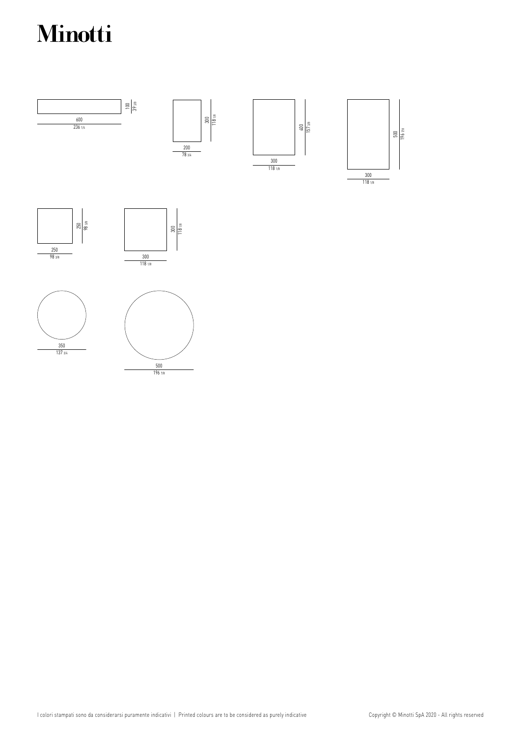# Minotti

100
39 3/8

600
236 1/4

300
118 1/8

200
78 3/4

400
157 1/2

300
118 1/8

500
196 7/8

300
118 1/8

250
98 3/8

250
98 3/8

300
118 1/8

300
118 1/8

350
137 3/4

500
196 7/8

I colori stampati sono da considerarsi puramente indicativi | Printed colours are to be considered as purely indicative

Copyright © Minotti SpA 2020 - All rights reserved